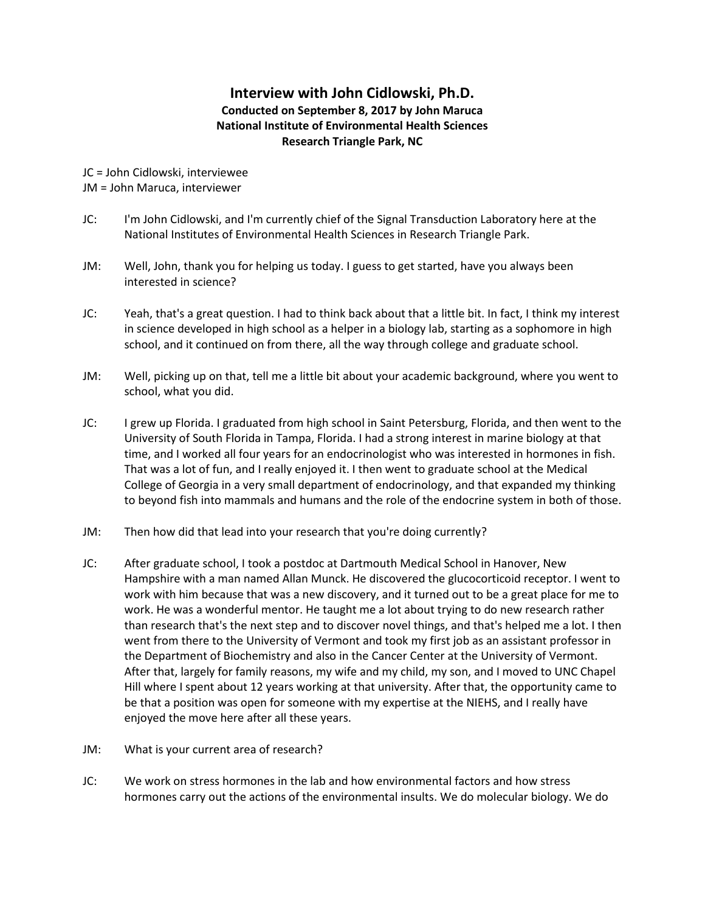# Interview with John Cidlowski, Ph.D.

**Conducted on September 8, 2017 by John Maruca**
**National Institute of Environmental Health Sciences**
**Research Triangle Park, NC**

JC = John Cidlowski, interviewee
JM = John Maruca, interviewer

JC: I'm John Cidlowski, and I'm currently chief of the Signal Transduction Laboratory here at the National Institutes of Environmental Health Sciences in Research Triangle Park.

JM: Well, John, thank you for helping us today. I guess to get started, have you always been interested in science?

JC: Yeah, that's a great question. I had to think back about that a little bit. In fact, I think my interest in science developed in high school as a helper in a biology lab, starting as a sophomore in high school, and it continued on from there, all the way through college and graduate school.

JM: Well, picking up on that, tell me a little bit about your academic background, where you went to school, what you did.

JC: I grew up Florida. I graduated from high school in Saint Petersburg, Florida, and then went to the University of South Florida in Tampa, Florida. I had a strong interest in marine biology at that time, and I worked all four years for an endocrinologist who was interested in hormones in fish. That was a lot of fun, and I really enjoyed it. I then went to graduate school at the Medical College of Georgia in a very small department of endocrinology, and that expanded my thinking to beyond fish into mammals and humans and the role of the endocrine system in both of those.

JM: Then how did that lead into your research that you're doing currently?

JC: After graduate school, I took a postdoc at Dartmouth Medical School in Hanover, New Hampshire with a man named Allan Munck. He discovered the glucocorticoid receptor. I went to work with him because that was a new discovery, and it turned out to be a great place for me to work. He was a wonderful mentor. He taught me a lot about trying to do new research rather than research that's the next step and to discover novel things, and that's helped me a lot. I then went from there to the University of Vermont and took my first job as an assistant professor in the Department of Biochemistry and also in the Cancer Center at the University of Vermont. After that, largely for family reasons, my wife and my child, my son, and I moved to UNC Chapel Hill where I spent about 12 years working at that university. After that, the opportunity came to be that a position was open for someone with my expertise at the NIEHS, and I really have enjoyed the move here after all these years.

JM: What is your current area of research?

JC: We work on stress hormones in the lab and how environmental factors and how stress hormones carry out the actions of the environmental insults. We do molecular biology. We do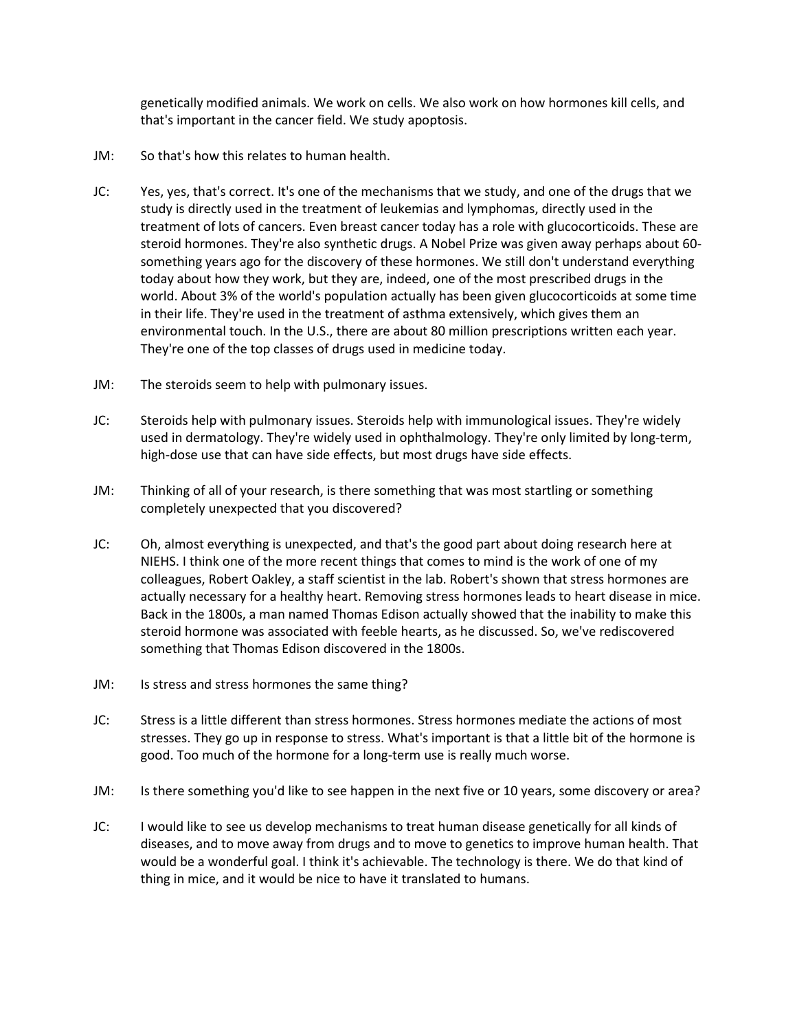genetically modified animals. We work on cells. We also work on how hormones kill cells, and that's important in the cancer field. We study apoptosis.

JM: So that's how this relates to human health.

JC: Yes, yes, that's correct. It's one of the mechanisms that we study, and one of the drugs that we study is directly used in the treatment of leukemias and lymphomas, directly used in the treatment of lots of cancers. Even breast cancer today has a role with glucocorticoids. These are steroid hormones. They're also synthetic drugs. A Nobel Prize was given away perhaps about 60-something years ago for the discovery of these hormones. We still don't understand everything today about how they work, but they are, indeed, one of the most prescribed drugs in the world. About 3% of the world's population actually has been given glucocorticoids at some time in their life. They're used in the treatment of asthma extensively, which gives them an environmental touch. In the U.S., there are about 80 million prescriptions written each year. They're one of the top classes of drugs used in medicine today.

JM: The steroids seem to help with pulmonary issues.

JC: Steroids help with pulmonary issues. Steroids help with immunological issues. They're widely used in dermatology. They're widely used in ophthalmology. They're only limited by long-term, high-dose use that can have side effects, but most drugs have side effects.

JM: Thinking of all of your research, is there something that was most startling or something completely unexpected that you discovered?

JC: Oh, almost everything is unexpected, and that's the good part about doing research here at NIEHS. I think one of the more recent things that comes to mind is the work of one of my colleagues, Robert Oakley, a staff scientist in the lab. Robert's shown that stress hormones are actually necessary for a healthy heart. Removing stress hormones leads to heart disease in mice. Back in the 1800s, a man named Thomas Edison actually showed that the inability to make this steroid hormone was associated with feeble hearts, as he discussed. So, we've rediscovered something that Thomas Edison discovered in the 1800s.

JM: Is stress and stress hormones the same thing?

JC: Stress is a little different than stress hormones. Stress hormones mediate the actions of most stresses. They go up in response to stress. What's important is that a little bit of the hormone is good. Too much of the hormone for a long-term use is really much worse.

JM: Is there something you'd like to see happen in the next five or 10 years, some discovery or area?

JC: I would like to see us develop mechanisms to treat human disease genetically for all kinds of diseases, and to move away from drugs and to move to genetics to improve human health. That would be a wonderful goal. I think it's achievable. The technology is there. We do that kind of thing in mice, and it would be nice to have it translated to humans.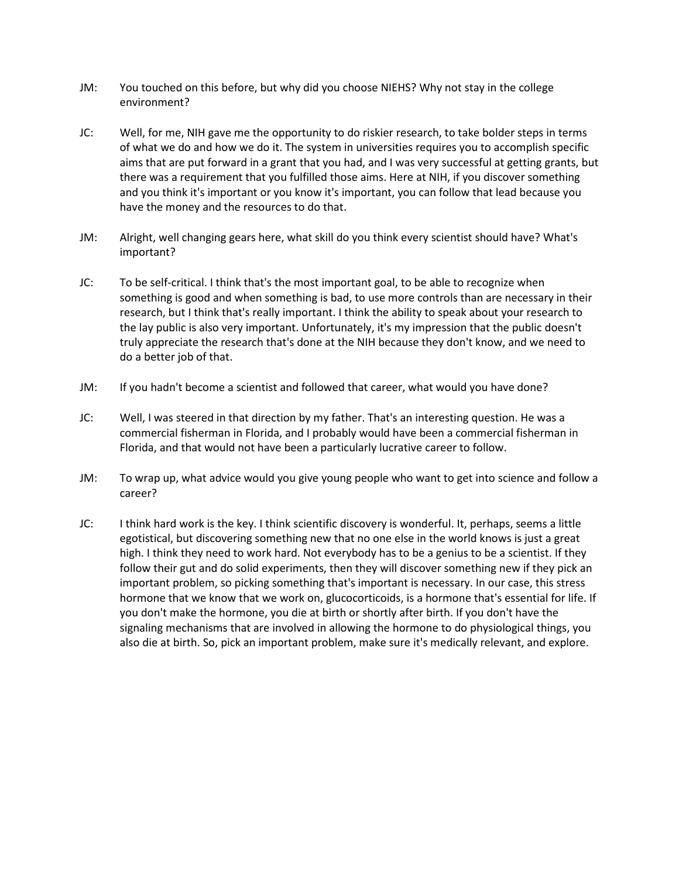JM: You touched on this before, but why did you choose NIEHS? Why not stay in the college environment?

JC: Well, for me, NIH gave me the opportunity to do riskier research, to take bolder steps in terms of what we do and how we do it. The system in universities requires you to accomplish specific aims that are put forward in a grant that you had, and I was very successful at getting grants, but there was a requirement that you fulfilled those aims. Here at NIH, if you discover something and you think it's important or you know it's important, you can follow that lead because you have the money and the resources to do that.

JM: Alright, well changing gears here, what skill do you think every scientist should have? What's important?

JC: To be self-critical. I think that's the most important goal, to be able to recognize when something is good and when something is bad, to use more controls than are necessary in their research, but I think that's really important. I think the ability to speak about your research to the lay public is also very important. Unfortunately, it's my impression that the public doesn't truly appreciate the research that's done at the NIH because they don't know, and we need to do a better job of that.

JM: If you hadn't become a scientist and followed that career, what would you have done?

JC: Well, I was steered in that direction by my father. That's an interesting question. He was a commercial fisherman in Florida, and I probably would have been a commercial fisherman in Florida, and that would not have been a particularly lucrative career to follow.

JM: To wrap up, what advice would you give young people who want to get into science and follow a career?

JC: I think hard work is the key. I think scientific discovery is wonderful. It, perhaps, seems a little egotistical, but discovering something new that no one else in the world knows is just a great high. I think they need to work hard. Not everybody has to be a genius to be a scientist. If they follow their gut and do solid experiments, then they will discover something new if they pick an important problem, so picking something that's important is necessary. In our case, this stress hormone that we know that we work on, glucocorticoids, is a hormone that's essential for life. If you don't make the hormone, you die at birth or shortly after birth. If you don't have the signaling mechanisms that are involved in allowing the hormone to do physiological things, you also die at birth. So, pick an important problem, make sure it's medically relevant, and explore.